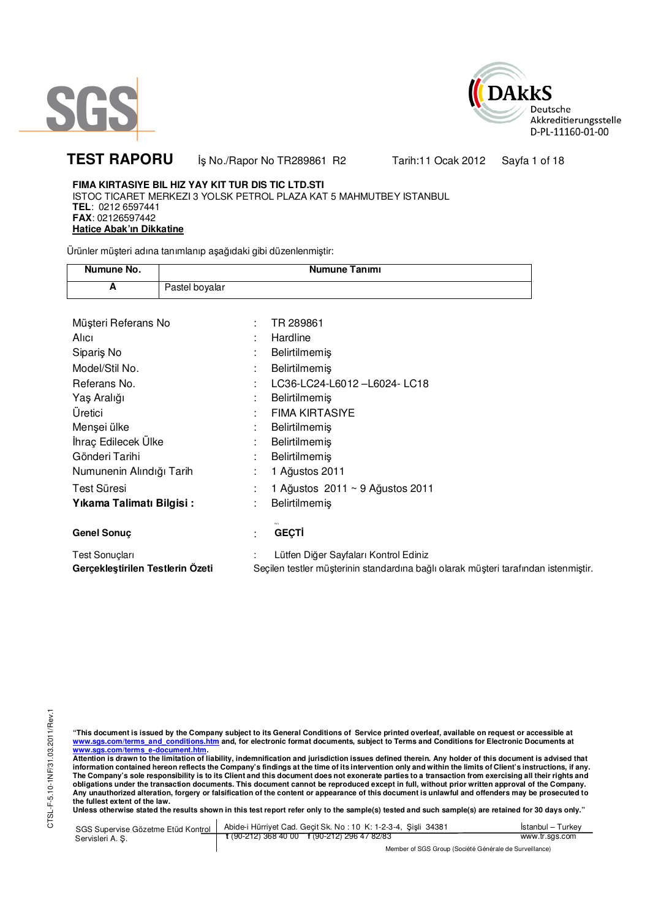SGS

DAkkS Deutsche Akkreditierungsstelle D-PL-11160-01-00

# TEST RAPORU

İş No./Rapor No TR289861 R2 Tarih:11 Ocak 2012

**FIMA KIRTASIYE BIL HIZ YAY KIT TUR DIS TIC LTD.STI**
ISTOC TICARET MERKEZI 3 YOLSK PETROL PLAZA KAT 5 MAHMUTBEY ISTANBUL
**TEL**: 0212 6597441
**FAX**: 02126597442
**Hatice Abak'ın Dikkatine**

Ürünler müşteri adına tanımlanıp aşağıdaki gibi düzenlenmiştir:

| Numune No. | Numune Tanımı |
|---|---|
| A | Pastel boyalar |

| | | |
|---|---|---|
| Müşteri Referans No | : | TR 289861 |
| Alıcı | : | Hardline |
| Sipariş No | : | Belirtilmemiş |
| Model/Stil No. | : | Belirtilmemiş |
| Referans No. | : | LC36-LC24-L6012 –L6024- LC18 |
| Yaş Aralığı | : | Belirtilmemiş |
| Üretici | : | FIMA KIRTASIYE |
| Menşei ülke | : | Belirtilmemiş |
| İhraç Edilecek Ülke | : | Belirtilmemiş |
| Gönderi Tarihi | : | Belirtilmemiş |
| Numunenin Alındığı Tarih | : | 1 Ağustos 2011 |
| Test Süresi | : | 1 Ağustos 2011 ~ 9 Ağustos 2011 |
| **Yıkama Talimatı Bilgisi :** | : | Belirtilmemiş |
| **Genel Sonuç** | : | **GEÇTİ** |
| Test Sonuçları | : | Lütfen Diğer Sayfaları Kontrol Ediniz |

**Gerçekleştirilen Testlerin Özeti** Seçilen testler müşterinin standardına bağlı olarak müşteri tarafından istenmiştir.

**"This document is issued by the Company subject to its General Conditions of Service printed overleaf, available on request or accessible at www.sgs.com/terms_and_conditions.htm and, for electronic format documents, subject to Terms and Conditions for Electronic Documents at www.sgs.com/terms_e-document.htm.**
**Attention is drawn to the limitation of liability, indemnification and jurisdiction issues defined therein. Any holder of this document is advised that information contained hereon reflects the Company's findings at the time of its intervention only and within the limits of Client's instructions, if any. The Company's sole responsibility is to its Client and this document does not exonerate parties to a transaction from exercising all their rights and obligations under the transaction documents. This document cannot be reproduced except in full, without prior written approval of the Company. Any unauthorized alteration, forgery or falsification of the content or appearance of this document is unlawful and offenders may be prosecuted to the fullest extent of the law.**
**Unless otherwise stated the results shown in this test report refer only to the sample(s) tested and such sample(s) are retained for 30 days only."**

SGS Supervise Gözetme Etüd Kontrol Servisleri A. Ş. | Abide-i Hürriyet Cad. Geçit Sk. No : 10 K: 1-2-3-4, Şişli 34381 | t (90-212) 368 40 00 f (90-212) 296 47 82/83 | İstanbul – Turkey | www.tr.sgs.com

Member of SGS Group (Société Générale de Surveillance)

CTSL-F-5.10-1NF/31.03.2011/Rev.1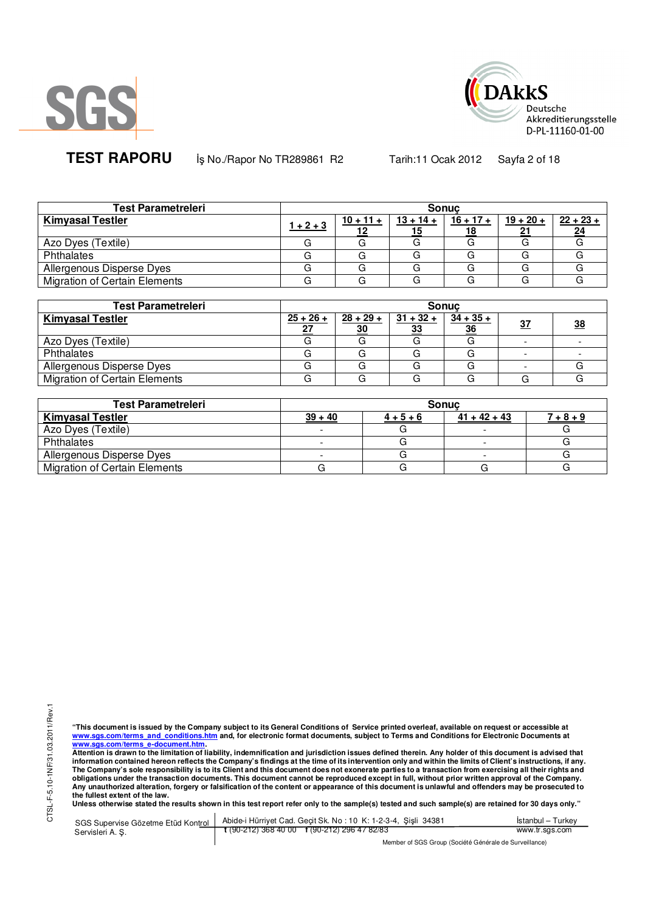**TEST RAPORU** İş No./Rapor No TR289861 R2 Tarih:11 Ocak 2012

| Test Parametreleri | Sonuç | | | | | |
|---|---|---|---|---|---|---|
| **Kimyasal Testler** | 1 + 2 + 3 | 10 + 11 + 12 | 13 + 14 + 15 | 16 + 17 + 18 | 19 + 20 + 21 | 22 + 23 + 24 |
| Azo Dyes (Textile) | G | G | G | G | G | G |
| Phthalates | G | G | G | G | G | G |
| Allergenous Disperse Dyes | G | G | G | G | G | G |
| Migration of Certain Elements | G | G | G | G | G | G |

| Test Parametreleri | Sonuç | | | | | |
|---|---|---|---|---|---|---|
| **Kimyasal Testler** | 25 + 26 + 27 | 28 + 29 + 30 | 31 + 32 + 33 | 34 + 35 + 36 | 37 | 38 |
| Azo Dyes (Textile) | G | G | G | G | - | - |
| Phthalates | G | G | G | G | - | - |
| Allergenous Disperse Dyes | G | G | G | G | - | G |
| Migration of Certain Elements | G | G | G | G | G | G |

| Test Parametreleri | Sonuç | | | |
|---|---|---|---|---|
| **Kimyasal Testler** | 39 + 40 | 4 + 5 + 6 | 41 + 42 + 43 | 7 + 8 + 9 |
| Azo Dyes (Textile) | - | G | - | G |
| Phthalates | - | G | - | G |
| Allergenous Disperse Dyes | - | G | - | G |
| Migration of Certain Elements | G | G | G | G |

**"This document is issued by the Company subject to its General Conditions of Service printed overleaf, available on request or accessible at www.sgs.com/terms_and_conditions.htm and, for electronic format documents, subject to Terms and Conditions for Electronic Documents at www.sgs.com/terms_e-document.htm.**
**Attention is drawn to the limitation of liability, indemnification and jurisdiction issues defined therein. Any holder of this document is advised that information contained hereon reflects the Company's findings at the time of its intervention only and within the limits of Client's instructions, if any. The Company's sole responsibility is to its Client and this document does not exonerate parties to a transaction from exercising all their rights and obligations under the transaction documents. This document cannot be reproduced except in full, without prior written approval of the Company. Any unauthorized alteration, forgery or falsification of the content or appearance of this document is unlawful and offenders may be prosecuted to the fullest extent of the law.**
**Unless otherwise stated the results shown in this test report refer only to the sample(s) tested and such sample(s) are retained for 30 days only."**

SGS Supervise Gözetme Etüd Kontrol Servisleri A. Ş. | Abide-i Hürriyet Cad. Geçit Sk. No : 10 K: 1-2-3-4, Şişli 34381 | İstanbul – Turkey
t (90-212) 368 40 00 f (90-212) 296 47 82/83 | www.tr.sgs.com
Member of SGS Group (Société Générale de Surveillance)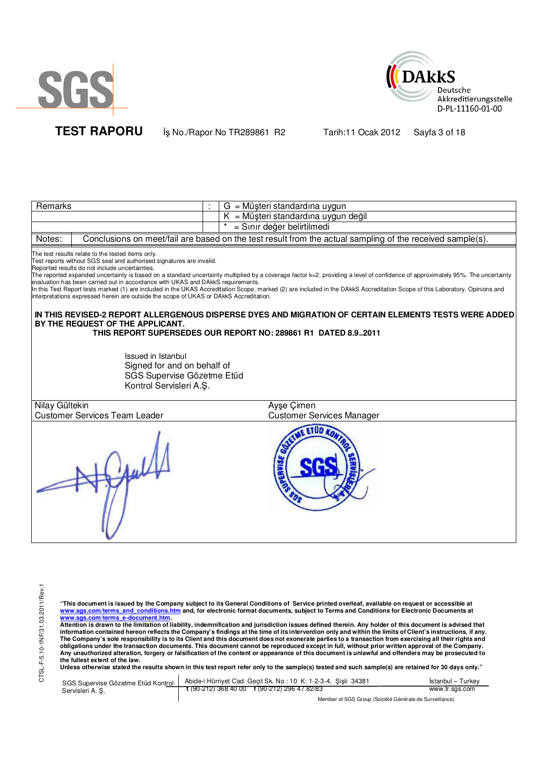| Remarks | : | G = Müşteri standardına uygun |
|---|---|---|
| | | K = Müşteri standardına uygun değil |
| | | * = Sınır değer belirtilmedi |

Notes: Conclusions on meet/fail are based on the test result from the actual sampling of the received sample(s).

The test results relate to the tested items only.
Test reports without SGS seal and authorised signatures are invalid.
Reported results do not include uncertainties.
The reported expanded uncertainty is based on a standard uncertainty multiplied by a coverage factor k=2, providing a level of confidence of approximately 95%. The uncertainty evaluation has been carried out in accordance with UKAS and DAkkS requirements.
In this Test Report tests marked (1) are included in the UKAS Accreditation Scope, marked (2) are included in the DAkkS Accreditation Scope of this Laboratory. Opinions and interpretations expressed herein are outside the scope of UKAS or DAkkS Accreditation.

**IN THIS REVISED-2 REPORT ALLERGENOUS DISPERSE DYES AND MIGRATION OF CERTAIN ELEMENTS TESTS WERE ADDED BY THE REQUEST OF THE APPLICANT.**
**THIS REPORT SUPERSEDES OUR REPORT NO: 289861 R1 DATED 8.9..2011**

Issued in Istanbul
Signed for and on behalf of
SGS Supervise Gözetme Etüd
Kontrol Servisleri A.Ş.

| Nilay Gültekin | Ayşe Çimen |
|---|---|
| Customer Services Team Leader | Customer Services Manager |

**"This document is issued by the Company subject to its General Conditions of Service printed overleaf, available on request or accessible at www.sgs.com/terms_and_conditions.htm and, for electronic format documents, subject to Terms and Conditions for Electronic Documents at www.sgs.com/terms_e-document.htm.**
**Attention is drawn to the limitation of liability, indemnification and jurisdiction issues defined therein. Any holder of this document is advised that information contained hereon reflects the Company's findings at the time of its intervention only and within the limits of Client's instructions, if any. The Company's sole responsibility is to its Client and this document does not exonerate parties to a transaction from exercising all their rights and obligations under the transaction documents. This document cannot be reproduced except in full, without prior written approval of the Company. Any unauthorized alteration, forgery or falsification of the content or appearance of this document is unlawful and offenders may be prosecuted to the fullest extent of the law.**
**Unless otherwise stated the results shown in this test report refer only to the sample(s) tested and such sample(s) are retained for 30 days only."**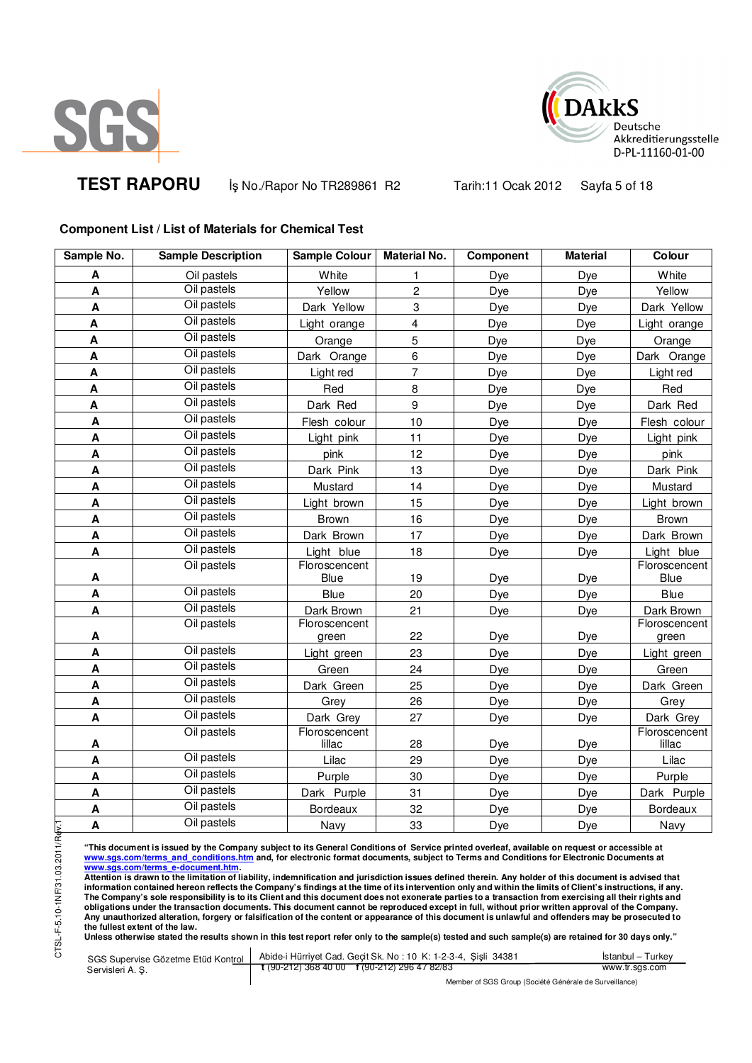**TEST RAPORU** İş No./Rapor No TR289861 R2 Tarih:11 Ocak 2012

### Component List / List of Materials for Chemical Test

| Sample No. | Sample Description | Sample Colour | Material No. | Component | Material | Colour |
|---|---|---|---|---|---|---|
| A | Oil pastels | White | 1 | Dye | Dye | White |
| A | Oil pastels | Yellow | 2 | Dye | Dye | Yellow |
| A | Oil pastels | Dark Yellow | 3 | Dye | Dye | Dark Yellow |
| A | Oil pastels | Light orange | 4 | Dye | Dye | Light orange |
| A | Oil pastels | Orange | 5 | Dye | Dye | Orange |
| A | Oil pastels | Dark Orange | 6 | Dye | Dye | Dark Orange |
| A | Oil pastels | Light red | 7 | Dye | Dye | Light red |
| A | Oil pastels | Red | 8 | Dye | Dye | Red |
| A | Oil pastels | Dark Red | 9 | Dye | Dye | Dark Red |
| A | Oil pastels | Flesh colour | 10 | Dye | Dye | Flesh colour |
| A | Oil pastels | Light pink | 11 | Dye | Dye | Light pink |
| A | Oil pastels | pink | 12 | Dye | Dye | pink |
| A | Oil pastels | Dark Pink | 13 | Dye | Dye | Dark Pink |
| A | Oil pastels | Mustard | 14 | Dye | Dye | Mustard |
| A | Oil pastels | Light brown | 15 | Dye | Dye | Light brown |
| A | Oil pastels | Brown | 16 | Dye | Dye | Brown |
| A | Oil pastels | Dark Brown | 17 | Dye | Dye | Dark Brown |
| A | Oil pastels | Light blue | 18 | Dye | Dye | Light blue |
| A | Oil pastels | Floroscencent Blue | 19 | Dye | Dye | Floroscencent Blue |
| A | Oil pastels | Blue | 20 | Dye | Dye | Blue |
| A | Oil pastels | Dark Brown | 21 | Dye | Dye | Dark Brown |
| A | Oil pastels | Floroscencent green | 22 | Dye | Dye | Floroscencent green |
| A | Oil pastels | Light green | 23 | Dye | Dye | Light green |
| A | Oil pastels | Green | 24 | Dye | Dye | Green |
| A | Oil pastels | Dark Green | 25 | Dye | Dye | Dark Green |
| A | Oil pastels | Grey | 26 | Dye | Dye | Grey |
| A | Oil pastels | Dark Grey | 27 | Dye | Dye | Dark Grey |
| A | Oil pastels | Floroscencent lillac | 28 | Dye | Dye | Floroscencent lillac |
| A | Oil pastels | Lilac | 29 | Dye | Dye | Lilac |
| A | Oil pastels | Purple | 30 | Dye | Dye | Purple |
| A | Oil pastels | Dark Purple | 31 | Dye | Dye | Dark Purple |
| A | Oil pastels | Bordeaux | 32 | Dye | Dye | Bordeaux |
| A | Oil pastels | Navy | 33 | Dye | Dye | Navy |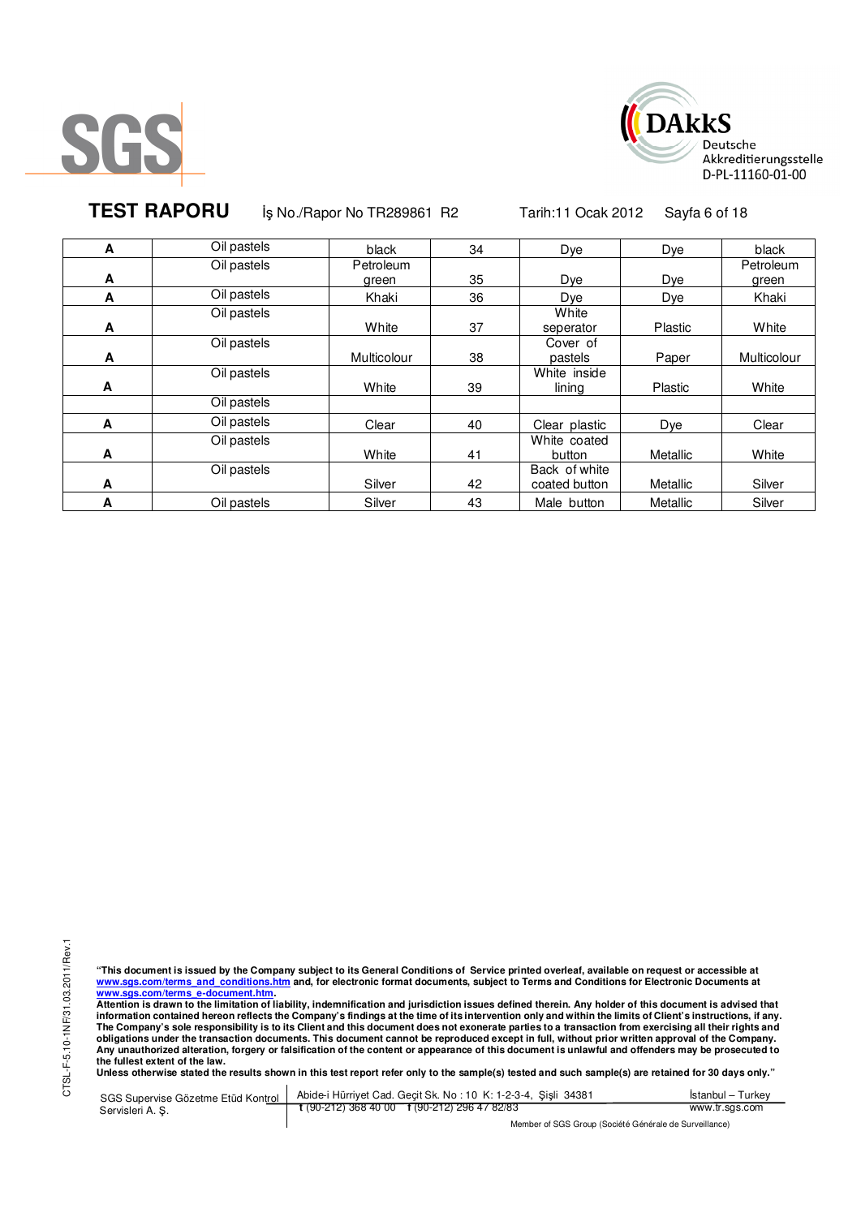**TEST RAPORU** İş No./Rapor No TR289861 R2 Tarih:11 Ocak 2012

| | | | | | | |
|---|---|---|---|---|---|---|
| A | Oil pastels | black | 34 | Dye | Dye | black |
| A | Oil pastels | Petroleum green | 35 | Dye | Dye | Petroleum green |
| A | Oil pastels | Khaki | 36 | Dye | Dye | Khaki |
| A | Oil pastels | White | 37 | White seperator | Plastic | White |
| A | Oil pastels | Multicolour | 38 | Cover of pastels | Paper | Multicolour |
| A | Oil pastels | White | 39 | White inside lining | Plastic | White |
| | Oil pastels | | | | | |
| A | Oil pastels | Clear | 40 | Clear plastic | Dye | Clear |
| A | Oil pastels | White | 41 | White coated button | Metallic | White |
| A | Oil pastels | Silver | 42 | Back of white coated button | Metallic | Silver |
| A | Oil pastels | Silver | 43 | Male button | Metallic | Silver |

**"This document is issued by the Company subject to its General Conditions of Service printed overleaf, available on request or accessible at www.sgs.com/terms_and_conditions.htm and, for electronic format documents, subject to Terms and Conditions for Electronic Documents at www.sgs.com/terms_e-document.htm.**
**Attention is drawn to the limitation of liability, indemnification and jurisdiction issues defined therein. Any holder of this document is advised that information contained hereon reflects the Company's findings at the time of its intervention only and within the limits of Client's instructions, if any. The Company's sole responsibility is to its Client and this document does not exonerate parties to a transaction from exercising all their rights and obligations under the transaction documents. This document cannot be reproduced except in full, without prior written approval of the Company. Any unauthorized alteration, forgery or falsification of the content or appearance of this document is unlawful and offenders may be prosecuted to the fullest extent of the law.**
**Unless otherwise stated the results shown in this test report refer only to the sample(s) tested and such sample(s) are retained for 30 days only."**

SGS Supervise Gözetme Etüd Kontrol Servisleri A. Ş. | Abide-i Hürriyet Cad. Geçit Sk. No : 10 K: 1-2-3-4, Şişli 34381 | t (90-212) 368 40 00 f (90-212) 296 47 82/83 | İstanbul – Turkey | www.tr.sgs.com

Member of SGS Group (Société Générale de Surveillance)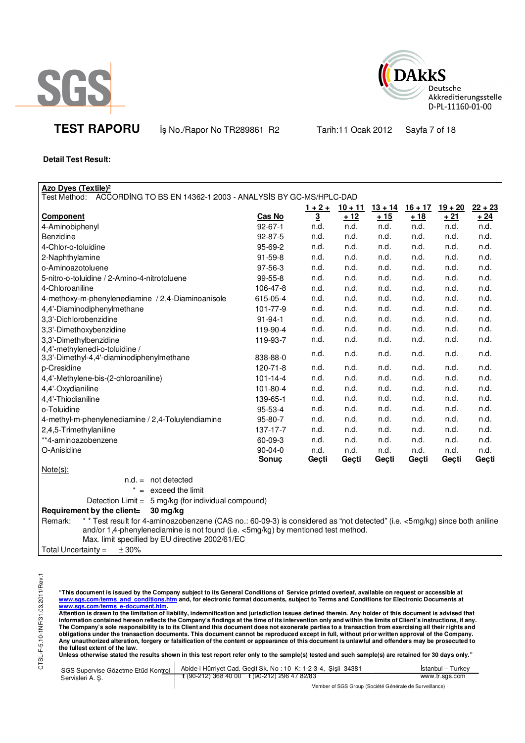**TEST RAPORU** İş No./Rapor No TR289861 R2 Tarih:11 Ocak 2012

**Detail Test Result:**

**Azo Dyes (Textile)²**

Test Method: ACCORDİNG TO BS EN 14362-1:2003 - ANALYSİS BY GC-MS/HPLC-DAD

| Component | Cas No | 1 + 2 + 3 | 10 + 11 + 12 | 13 + 14 + 15 | 16 + 17 + 18 | 19 + 20 + 21 | 22 + 23 + 24 |
|---|---|---|---|---|---|---|---|
| 4-Aminobiphenyl | 92-67-1 | n.d. | n.d. | n.d. | n.d. | n.d. | n.d. |
| Benzidine | 92-87-5 | n.d. | n.d. | n.d. | n.d. | n.d. | n.d. |
| 4-Chlor-o-toluidine | 95-69-2 | n.d. | n.d. | n.d. | n.d. | n.d. | n.d. |
| 2-Naphthylamine | 91-59-8 | n.d. | n.d. | n.d. | n.d. | n.d. | n.d. |
| o-Aminoazotoluene | 97-56-3 | n.d. | n.d. | n.d. | n.d. | n.d. | n.d. |
| 5-nitro-o-toluidine / 2-Amino-4-nitrotoluene | 99-55-8 | n.d. | n.d. | n.d. | n.d. | n.d. | n.d. |
| 4-Chloroaniline | 106-47-8 | n.d. | n.d. | n.d. | n.d. | n.d. | n.d. |
| 4-methoxy-m-phenylenediamine / 2,4-Diaminoanisole | 615-05-4 | n.d. | n.d. | n.d. | n.d. | n.d. | n.d. |
| 4,4'-Diaminodiphenylmethane | 101-77-9 | n.d. | n.d. | n.d. | n.d. | n.d. | n.d. |
| 3,3'-Dichlorobenzidine | 91-94-1 | n.d. | n.d. | n.d. | n.d. | n.d. | n.d. |
| 3,3'-Dimethoxybenzidine | 119-90-4 | n.d. | n.d. | n.d. | n.d. | n.d. | n.d. |
| 3,3'-Dimethylbenzidine | 119-93-7 | n.d. | n.d. | n.d. | n.d. | n.d. | n.d. |
| 4,4'-methylenedi-o-toluidine / 3,3'-Dimethyl-4,4'-diaminodiphenylmethane | 838-88-0 | n.d. | n.d. | n.d. | n.d. | n.d. | n.d. |
| p-Cresidine | 120-71-8 | n.d. | n.d. | n.d. | n.d. | n.d. | n.d. |
| 4,4'-Methylene-bis-(2-chloroaniline) | 101-14-4 | n.d. | n.d. | n.d. | n.d. | n.d. | n.d. |
| 4,4'-Oxydianiline | 101-80-4 | n.d. | n.d. | n.d. | n.d. | n.d. | n.d. |
| 4,4'-Thiodianiline | 139-65-1 | n.d. | n.d. | n.d. | n.d. | n.d. | n.d. |
| o-Toluidine | 95-53-4 | n.d. | n.d. | n.d. | n.d. | n.d. | n.d. |
| 4-methyl-m-phenylenediamine / 2,4-Toluylendiamine | 95-80-7 | n.d. | n.d. | n.d. | n.d. | n.d. | n.d. |
| 2,4,5-Trimethylaniline | 137-17-7 | n.d. | n.d. | n.d. | n.d. | n.d. | n.d. |
| **4-aminoazobenzene | 60-09-3 | n.d. | n.d. | n.d. | n.d. | n.d. | n.d. |
| O-Anisidine | 90-04-0 | n.d. | n.d. | n.d. | n.d. | n.d. | n.d. |
| | **Sonuç** | **Geçti** | **Geçti** | **Geçti** | **Geçti** | **Geçti** | **Geçti** |

Note(s):

n.d. = not detected

* = exceed the limit

Detection Limit = 5 mg/kg (for individual compound)

**Requirement by the client= 30 mg/kg**

Remark: ** Test result for 4-aminoazobenzene (CAS no.: 60-09-3) is considered as "not detected" (i.e. <5mg/kg) since both aniline and/or 1,4-phenylenediamine is not found (i.e. <5mg/kg) by mentioned test method.
Max. limit specified by EU directive 2002/61/EC

Total Uncertainty = ± 30%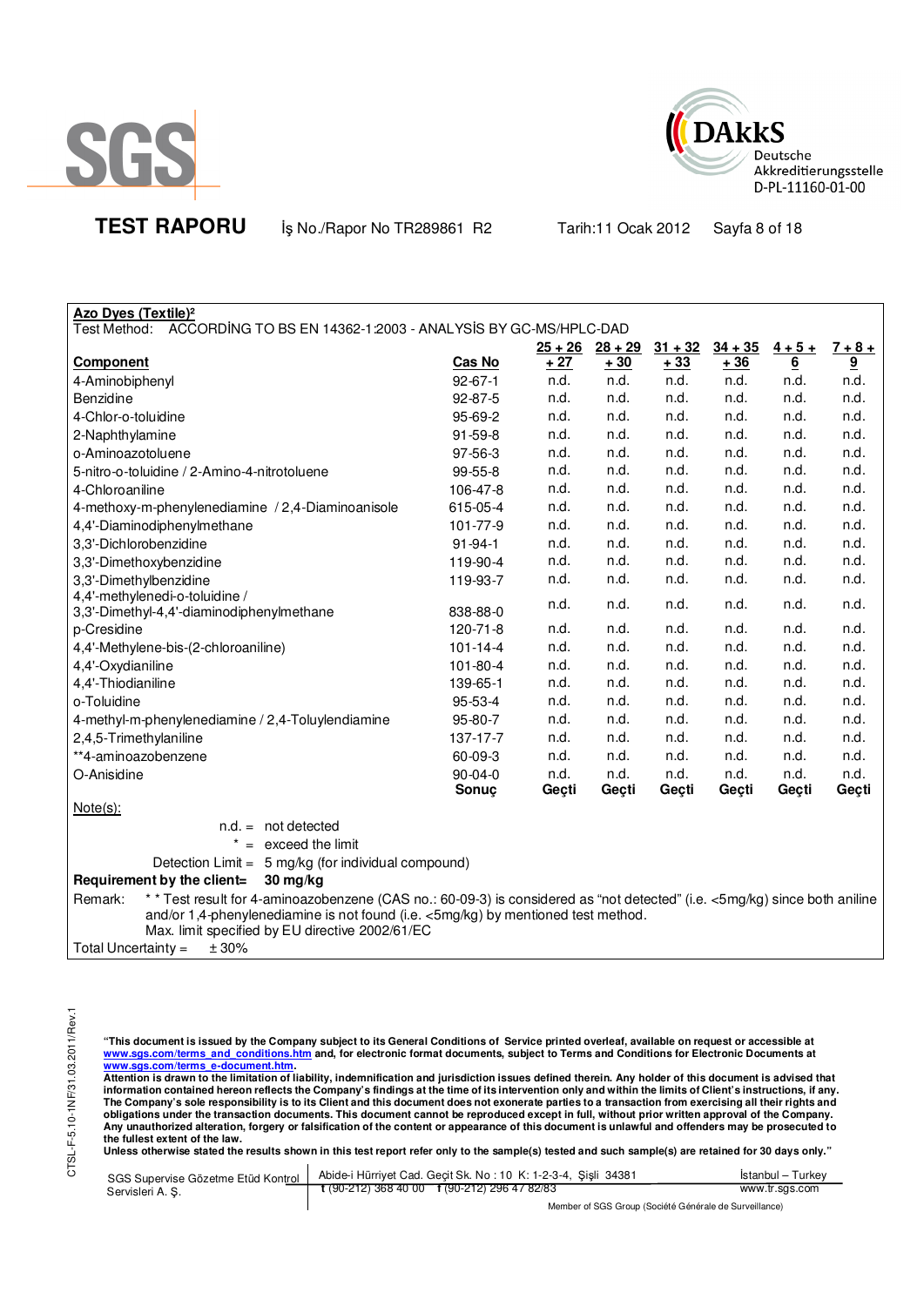**TEST RAPORU** İş No./Rapor No TR289861 R2 Tarih:11 Ocak 2012

**Azo Dyes (Textile)²**

Test Method: ACCORDİNG TO BS EN 14362-1:2003 - ANALYSİS BY GC-MS/HPLC-DAD

| Component | Cas No | 25 + 26 + 27 | 28 + 29 + 30 | 31 + 32 + 33 | 34 + 35 + 36 | 4 + 5 + 6 | 7 + 8 + 9 |
|---|---|---|---|---|---|---|---|
| 4-Aminobiphenyl | 92-67-1 | n.d. | n.d. | n.d. | n.d. | n.d. | n.d. |
| Benzidine | 92-87-5 | n.d. | n.d. | n.d. | n.d. | n.d. | n.d. |
| 4-Chlor-o-toluidine | 95-69-2 | n.d. | n.d. | n.d. | n.d. | n.d. | n.d. |
| 2-Naphthylamine | 91-59-8 | n.d. | n.d. | n.d. | n.d. | n.d. | n.d. |
| o-Aminoazotoluene | 97-56-3 | n.d. | n.d. | n.d. | n.d. | n.d. | n.d. |
| 5-nitro-o-toluidine / 2-Amino-4-nitrotoluene | 99-55-8 | n.d. | n.d. | n.d. | n.d. | n.d. | n.d. |
| 4-Chloroaniline | 106-47-8 | n.d. | n.d. | n.d. | n.d. | n.d. | n.d. |
| 4-methoxy-m-phenylenediamine / 2,4-Diaminoanisole | 615-05-4 | n.d. | n.d. | n.d. | n.d. | n.d. | n.d. |
| 4,4'-Diaminodiphenylmethane | 101-77-9 | n.d. | n.d. | n.d. | n.d. | n.d. | n.d. |
| 3,3'-Dichlorobenzidine | 91-94-1 | n.d. | n.d. | n.d. | n.d. | n.d. | n.d. |
| 3,3'-Dimethoxybenzidine | 119-90-4 | n.d. | n.d. | n.d. | n.d. | n.d. | n.d. |
| 3,3'-Dimethylbenzidine | 119-93-7 | n.d. | n.d. | n.d. | n.d. | n.d. | n.d. |
| 4,4'-methylenedi-o-toluidine / 3,3'-Dimethyl-4,4'-diaminodiphenylmethane | 838-88-0 | n.d. | n.d. | n.d. | n.d. | n.d. | n.d. |
| p-Cresidine | 120-71-8 | n.d. | n.d. | n.d. | n.d. | n.d. | n.d. |
| 4,4'-Methylene-bis-(2-chloroaniline) | 101-14-4 | n.d. | n.d. | n.d. | n.d. | n.d. | n.d. |
| 4,4'-Oxydianiline | 101-80-4 | n.d. | n.d. | n.d. | n.d. | n.d. | n.d. |
| 4,4'-Thiodianiline | 139-65-1 | n.d. | n.d. | n.d. | n.d. | n.d. | n.d. |
| o-Toluidine | 95-53-4 | n.d. | n.d. | n.d. | n.d. | n.d. | n.d. |
| 4-methyl-m-phenylenediamine / 2,4-Toluylendiamine | 95-80-7 | n.d. | n.d. | n.d. | n.d. | n.d. | n.d. |
| 2,4,5-Trimethylaniline | 137-17-7 | n.d. | n.d. | n.d. | n.d. | n.d. | n.d. |
| **4-aminoazobenzene | 60-09-3 | n.d. | n.d. | n.d. | n.d. | n.d. | n.d. |
| O-Anisidine | 90-04-0 | n.d. | n.d. | n.d. | n.d. | n.d. | n.d. |
| | **Sonuç** | **Geçti** | **Geçti** | **Geçti** | **Geçti** | **Geçti** | **Geçti** |

Note(s):

n.d. = not detected

* = exceed the limit

Detection Limit = 5 mg/kg (for individual compound)

**Requirement by the client= 30 mg/kg**

Remark: ** Test result for 4-aminoazobenzene (CAS no.: 60-09-3) is considered as "not detected" (i.e. <5mg/kg) since both aniline and/or 1,4-phenylenediamine is not found (i.e. <5mg/kg) by mentioned test method.
Max. limit specified by EU directive 2002/61/EC

Total Uncertainty = ± 30%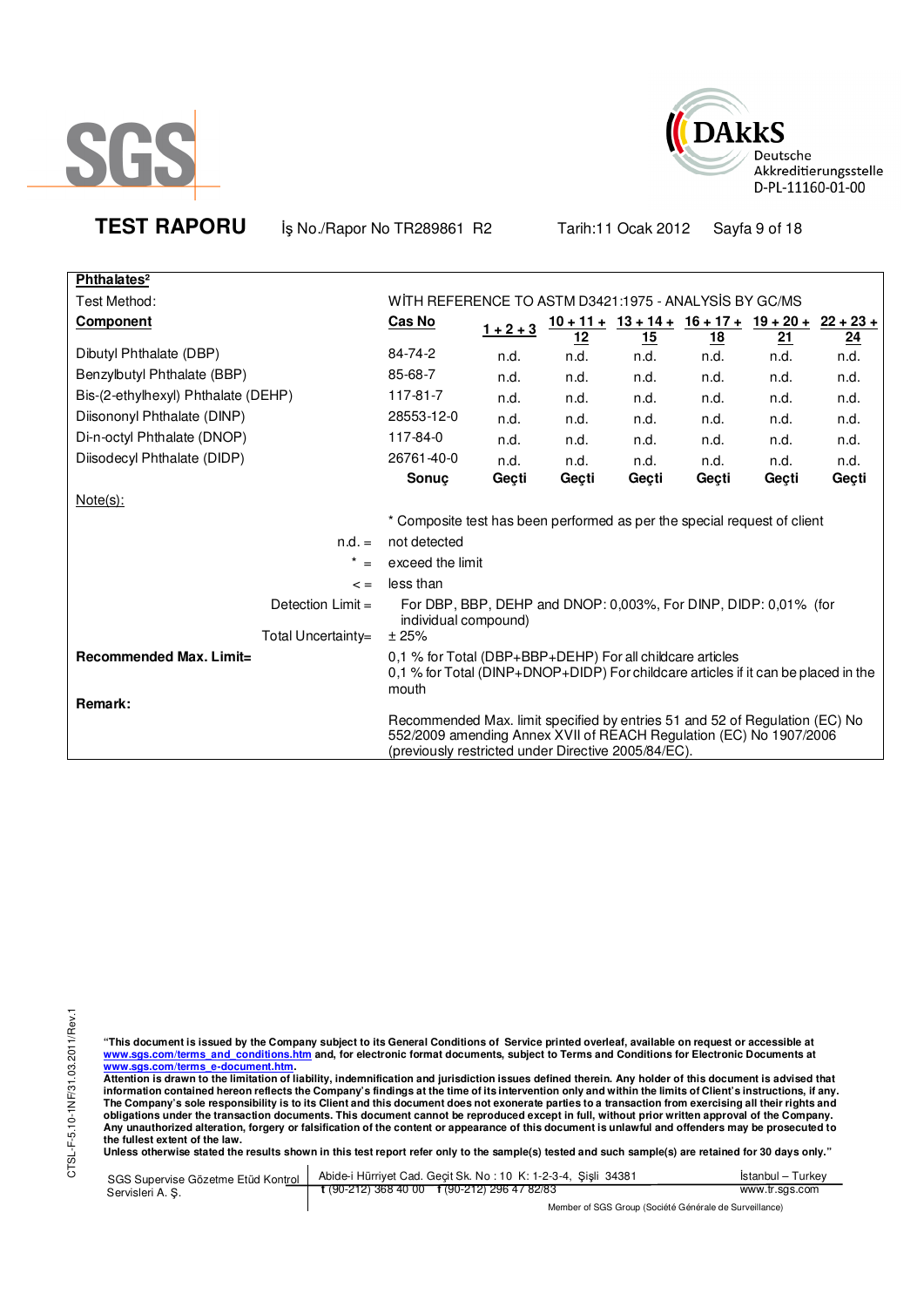SGS

DAkkS Deutsche Akkreditierungsstelle D-PL-11160-01-00

**TEST RAPORU** İş No./Rapor No TR289861 R2 Tarih:11 Ocak 2012

**Phthalates²**

Test Method: WİTH REFERENCE TO ASTM D3421:1975 - ANALYSİS BY GC/MS

| Component | Cas No | 1 + 2 + 3 | 10 + 11 + 12 | 13 + 14 + 15 | 16 + 17 + 18 | 19 + 20 + 21 | 22 + 23 + 24 |
|---|---|---|---|---|---|---|---|
| Dibutyl Phthalate (DBP) | 84-74-2 | n.d. | n.d. | n.d. | n.d. | n.d. | n.d. |
| Benzylbutyl Phthalate (BBP) | 85-68-7 | n.d. | n.d. | n.d. | n.d. | n.d. | n.d. |
| Bis-(2-ethylhexyl) Phthalate (DEHP) | 117-81-7 | n.d. | n.d. | n.d. | n.d. | n.d. | n.d. |
| Diisononyl Phthalate (DINP) | 28553-12-0 | n.d. | n.d. | n.d. | n.d. | n.d. | n.d. |
| Di-n-octyl Phthalate (DNOP) | 117-84-0 | n.d. | n.d. | n.d. | n.d. | n.d. | n.d. |
| Diisodecyl Phthalate (DIDP) | 26761-40-0 | n.d. | n.d. | n.d. | n.d. | n.d. | n.d. |
| | **Sonuç** | **Geçti** | **Geçti** | **Geçti** | **Geçti** | **Geçti** | **Geçti** |

Note(s):

* Composite test has been performed as per the special request of client

n.d. = not detected

* = exceed the limit

< = less than

Detection Limit = For DBP, BBP, DEHP and DNOP: 0,003%, For DINP, DIDP: 0,01% (for individual compound)

Total Uncertainty= ± 25%

**Recommended Max. Limit=** 0,1 % for Total (DBP+BBP+DEHP) For all childcare articles
0,1 % for Total (DINP+DNOP+DIDP) For childcare articles if it can be placed in the mouth

**Remark:**

Recommended Max. limit specified by entries 51 and 52 of Regulation (EC) No 552/2009 amending Annex XVII of REACH Regulation (EC) No 1907/2006 (previously restricted under Directive 2005/84/EC).

**"This document is issued by the Company subject to its General Conditions of Service printed overleaf, available on request or accessible at www.sgs.com/terms_and_conditions.htm and, for electronic format documents, subject to Terms and Conditions for Electronic Documents at www.sgs.com/terms_e-document.htm.**
**Attention is drawn to the limitation of liability, indemnification and jurisdiction issues defined therein. Any holder of this document is advised that information contained hereon reflects the Company's findings at the time of its intervention only and within the limits of Client's instructions, if any. The Company's sole responsibility is to its Client and this document does not exonerate parties to a transaction from exercising all their rights and obligations under the transaction documents. This document cannot be reproduced except in full, without prior written approval of the Company. Any unauthorized alteration, forgery or falsification of the content or appearance of this document is unlawful and offenders may be prosecuted to the fullest extent of the law.**
**Unless otherwise stated the results shown in this test report refer only to the sample(s) tested and such sample(s) are retained for 30 days only."**

SGS Supervise Gözetme Etüd Kontrol Servisleri A. Ş. | Abide-i Hürriyet Cad. Geçit Sk. No : 10 K: 1-2-3-4, Şişli 34381 | İstanbul – Turkey
t (90-212) 368 40 00 f (90-212) 296 47 82/83 | www.tr.sgs.com
Member of SGS Group (Société Générale de Surveillance)

CTSL-F-5.10-1NF/31.03.2011/Rev.1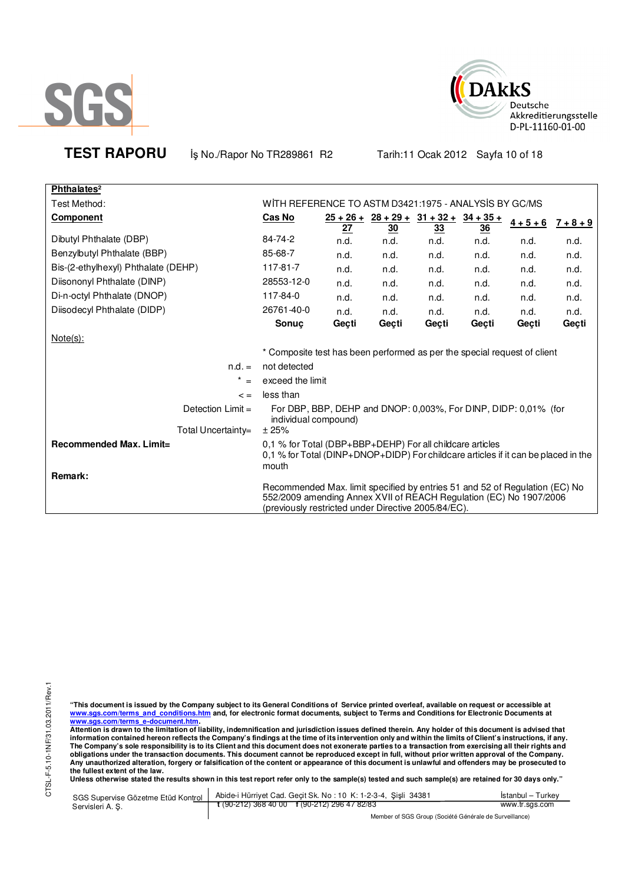**TEST RAPORU** İş No./Rapor No TR289861 R2 Tarih:11 Ocak 2012

| **Phthalates²** | | | | | | | |
|---|---|---|---|---|---|---|---|
| Test Method: | WİTH REFERENCE TO ASTM D3421:1975 - ANALYSİS BY GC/MS | | | | | | |
| **Component** | **Cas No** | **25 + 26 + 27** | **28 + 29 + 30** | **31 + 32 + 33** | **34 + 35 + 36** | **4 + 5 + 6** | **7 + 8 + 9** |
| Dibutyl Phthalate (DBP) | 84-74-2 | n.d. | n.d. | n.d. | n.d. | n.d. | n.d. |
| Benzylbutyl Phthalate (BBP) | 85-68-7 | n.d. | n.d. | n.d. | n.d. | n.d. | n.d. |
| Bis-(2-ethylhexyl) Phthalate (DEHP) | 117-81-7 | n.d. | n.d. | n.d. | n.d. | n.d. | n.d. |
| Diisononyl Phthalate (DINP) | 28553-12-0 | n.d. | n.d. | n.d. | n.d. | n.d. | n.d. |
| Di-n-octyl Phthalate (DNOP) | 117-84-0 | n.d. | n.d. | n.d. | n.d. | n.d. | n.d. |
| Diisodecyl Phthalate (DIDP) | 26761-40-0 | n.d. | n.d. | n.d. | n.d. | n.d. | n.d. |
| | **Sonuç** | **Geçti** | **Geçti** | **Geçti** | **Geçti** | **Geçti** | **Geçti** |

Note(s):

\* Composite test has been performed as per the special request of client

n.d. = not detected

\* = exceed the limit

< = less than

Detection Limit = For DBP, BBP, DEHP and DNOP: 0,003%, For DINP, DIDP: 0,01% (for individual compound)

Total Uncertainty= ± 25%

**Recommended Max. Limit=** 0,1 % for Total (DBP+BBP+DEHP) For all childcare articles
0,1 % for Total (DINP+DNOP+DIDP) For childcare articles if it can be placed in the mouth

**Remark:**

Recommended Max. limit specified by entries 51 and 52 of Regulation (EC) No 552/2009 amending Annex XVII of REACH Regulation (EC) No 1907/2006 (previously restricted under Directive 2005/84/EC).

**"This document is issued by the Company subject to its General Conditions of Service printed overleaf, available on request or accessible at www.sgs.com/terms_and_conditions.htm and, for electronic format documents, subject to Terms and Conditions for Electronic Documents at www.sgs.com/terms_e-document.htm.**
**Attention is drawn to the limitation of liability, indemnification and jurisdiction issues defined therein. Any holder of this document is advised that information contained hereon reflects the Company's findings at the time of its intervention only and within the limits of Client's instructions, if any. The Company's sole responsibility is to its Client and this document does not exonerate parties to a transaction from exercising all their rights and obligations under the transaction documents. This document cannot be reproduced except in full, without prior written approval of the Company. Any unauthorized alteration, forgery or falsification of the content or appearance of this document is unlawful and offenders may be prosecuted to the fullest extent of the law.**
**Unless otherwise stated the results shown in this test report refer only to the sample(s) tested and such sample(s) are retained for 30 days only."**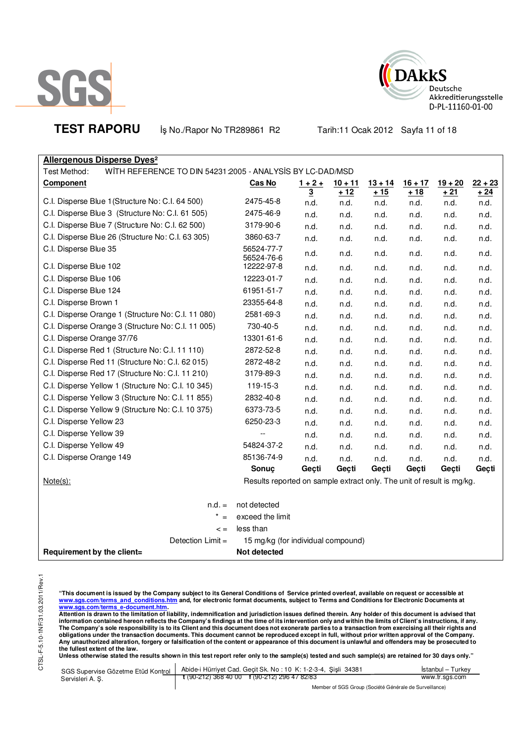SGS

DAkkS Deutsche Akkreditierungsstelle D-PL-11160-01-00

**TEST RAPORU** İş No./Rapor No TR289861 R2 Tarih:11 Ocak 2012

**Allergenous Disperse Dyes²**

Test Method: WİTH REFERENCE TO DIN 54231:2005 - ANALYSİS BY LC-DAD/MSD

| Component | Cas No | 1 + 2 + 3 | 10 + 11 + 12 | 13 + 14 + 15 | 16 + 17 + 18 | 19 + 20 + 21 | 22 + 23 + 24 |
|---|---|---|---|---|---|---|---|
| C.I. Disperse Blue 1 (Structure No: C.I. 64 500) | 2475-45-8 | n.d. | n.d. | n.d. | n.d. | n.d. | n.d. |
| C.I. Disperse Blue 3 (Structure No: C.I. 61 505) | 2475-46-9 | n.d. | n.d. | n.d. | n.d. | n.d. | n.d. |
| C.I. Disperse Blue 7 (Structure No: C.I. 62 500) | 3179-90-6 | n.d. | n.d. | n.d. | n.d. | n.d. | n.d. |
| C.I. Disperse Blue 26 (Structure No: C.I. 63 305) | 3860-63-7 | n.d. | n.d. | n.d. | n.d. | n.d. | n.d. |
| C.I. Disperse Blue 35 | 56524-77-7 56524-76-6 | n.d. | n.d. | n.d. | n.d. | n.d. | n.d. |
| C.I. Disperse Blue 102 | 12222-97-8 | n.d. | n.d. | n.d. | n.d. | n.d. | n.d. |
| C.I. Disperse Blue 106 | 12223-01-7 | n.d. | n.d. | n.d. | n.d. | n.d. | n.d. |
| C.I. Disperse Blue 124 | 61951-51-7 | n.d. | n.d. | n.d. | n.d. | n.d. | n.d. |
| C.I. Disperse Brown 1 | 23355-64-8 | n.d. | n.d. | n.d. | n.d. | n.d. | n.d. |
| C.I. Disperse Orange 1 (Structure No: C.I. 11 080) | 2581-69-3 | n.d. | n.d. | n.d. | n.d. | n.d. | n.d. |
| C.I. Disperse Orange 3 (Structure No: C.I. 11 005) | 730-40-5 | n.d. | n.d. | n.d. | n.d. | n.d. | n.d. |
| C.I. Disperse Orange 37/76 | 13301-61-6 | n.d. | n.d. | n.d. | n.d. | n.d. | n.d. |
| C.I. Disperse Red 1 (Structure No: C.I. 11 110) | 2872-52-8 | n.d. | n.d. | n.d. | n.d. | n.d. | n.d. |
| C.I. Disperse Red 11 (Structure No: C.I. 62 015) | 2872-48-2 | n.d. | n.d. | n.d. | n.d. | n.d. | n.d. |
| C.I. Disperse Red 17 (Structure No: C.I. 11 210) | 3179-89-3 | n.d. | n.d. | n.d. | n.d. | n.d. | n.d. |
| C.I. Disperse Yellow 1 (Structure No: C.I. 10 345) | 119-15-3 | n.d. | n.d. | n.d. | n.d. | n.d. | n.d. |
| C.I. Disperse Yellow 3 (Structure No: C.I. 11 855) | 2832-40-8 | n.d. | n.d. | n.d. | n.d. | n.d. | n.d. |
| C.I. Disperse Yellow 9 (Structure No: C.I. 10 375) | 6373-73-5 | n.d. | n.d. | n.d. | n.d. | n.d. | n.d. |
| C.I. Disperse Yellow 23 | 6250-23-3 | n.d. | n.d. | n.d. | n.d. | n.d. | n.d. |
| C.I. Disperse Yellow 39 | -- | n.d. | n.d. | n.d. | n.d. | n.d. | n.d. |
| C.I. Disperse Yellow 49 | 54824-37-2 | n.d. | n.d. | n.d. | n.d. | n.d. | n.d. |
| C.I. Disperse Orange 149 | 85136-74-9 | n.d. | n.d. | n.d. | n.d. | n.d. | n.d. |
| | **Sonuç** | **Geçti** | **Geçti** | **Geçti** | **Geçti** | **Geçti** | **Geçti** |

Note(s): Results reported on sample extract only. The unit of result is mg/kg.

n.d. = not detected

* = exceed the limit

< = less than

Detection Limit = 15 mg/kg (for individual compound)

**Requirement by the client= Not detected**

CTSL-F-5.10-1NF/31.03.2011/Rev.1

**"This document is issued by the Company subject to its General Conditions of Service printed overleaf, available on request or accessible at www.sgs.com/terms_and_conditions.htm and, for electronic format documents, subject to Terms and Conditions for Electronic Documents at www.sgs.com/terms_e-document.htm. Attention is drawn to the limitation of liability, indemnification and jurisdiction issues defined therein. Any holder of this document is advised that information contained hereon reflects the Company's findings at the time of its intervention only and within the limits of Client's instructions, if any. The Company's sole responsibility is to its Client and this document does not exonerate parties to a transaction from exercising all their rights and obligations under the transaction documents. This document cannot be reproduced except in full, without prior written approval of the Company. Any unauthorized alteration, forgery or falsification of the content or appearance of this document is unlawful and offenders may be prosecuted to the fullest extent of the law. Unless otherwise stated the results shown in this test report refer only to the sample(s) tested and such sample(s) are retained for 30 days only."**

SGS Supervise Gözetme Etüd Kontrol Servisleri A. Ş. | Abide-i Hürriyet Cad. Geçit Sk. No : 10 K: 1-2-3-4, Şişli 34381 t (90-212) 368 40 00 f (90-212) 296 47 82/83 | İstanbul – Turkey www.tr.sgs.com

Member of SGS Group (Société Générale de Surveillance)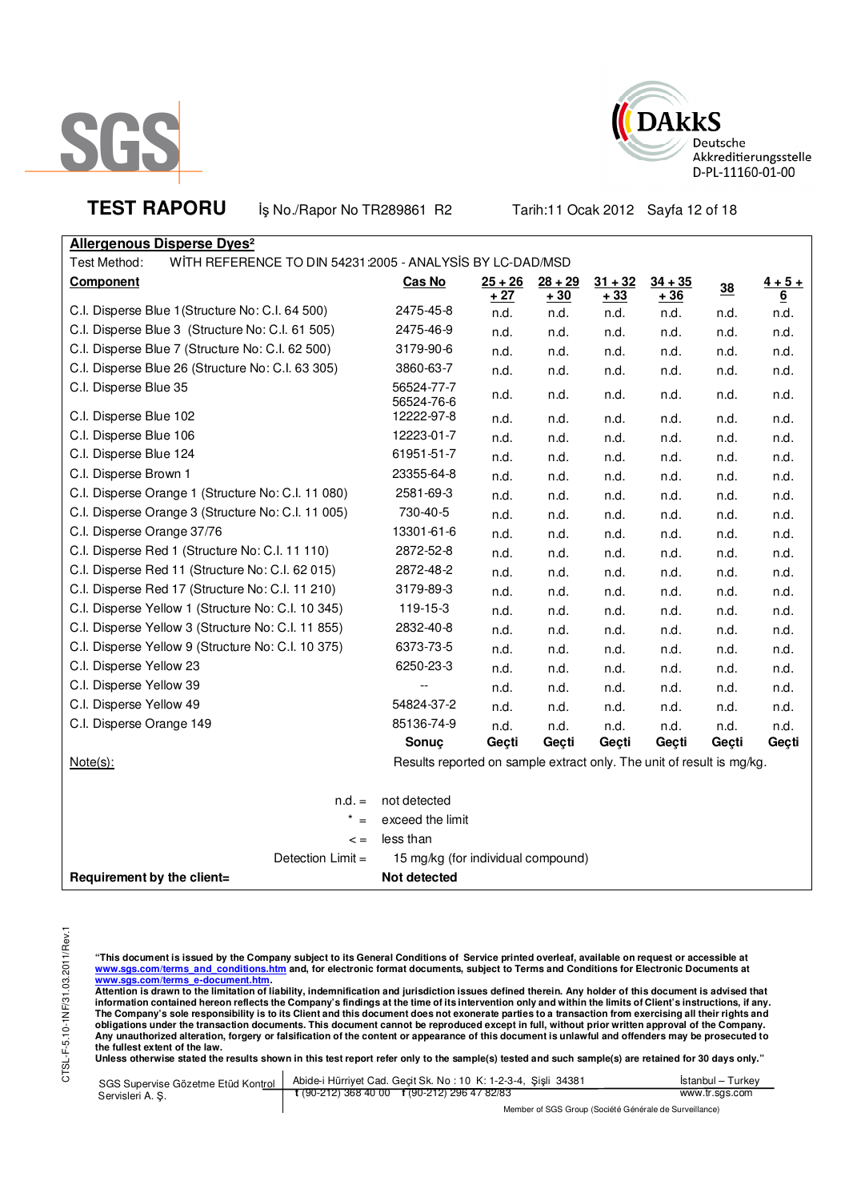SGS

DAkkS Deutsche Akkreditierungsstelle D-PL-11160-01-00

**TEST RAPORU** İş No./Rapor No TR289861 R2 Tarih:11 Ocak 2012 Sayfa 12 of 18

**Allergenous Disperse Dyes²**

Test Method: WİTH REFERENCE TO DIN 54231:2005 - ANALYSİS BY LC-DAD/MSD

| Component | Cas No | 25 + 26 + 27 | 28 + 29 + 30 | 31 + 32 + 33 | 34 + 35 + 36 | 38 | 4 + 5 + 6 |
|---|---|---|---|---|---|---|---|
| C.I. Disperse Blue 1 (Structure No: C.I. 64 500) | 2475-45-8 | n.d. | n.d. | n.d. | n.d. | n.d. | n.d. |
| C.I. Disperse Blue 3 (Structure No: C.I. 61 505) | 2475-46-9 | n.d. | n.d. | n.d. | n.d. | n.d. | n.d. |
| C.I. Disperse Blue 7 (Structure No: C.I. 62 500) | 3179-90-6 | n.d. | n.d. | n.d. | n.d. | n.d. | n.d. |
| C.I. Disperse Blue 26 (Structure No: C.I. 63 305) | 3860-63-7 | n.d. | n.d. | n.d. | n.d. | n.d. | n.d. |
| C.I. Disperse Blue 35 | 56524-77-7 56524-76-6 | n.d. | n.d. | n.d. | n.d. | n.d. | n.d. |
| C.I. Disperse Blue 102 | 12222-97-8 | n.d. | n.d. | n.d. | n.d. | n.d. | n.d. |
| C.I. Disperse Blue 106 | 12223-01-7 | n.d. | n.d. | n.d. | n.d. | n.d. | n.d. |
| C.I. Disperse Blue 124 | 61951-51-7 | n.d. | n.d. | n.d. | n.d. | n.d. | n.d. |
| C.I. Disperse Brown 1 | 23355-64-8 | n.d. | n.d. | n.d. | n.d. | n.d. | n.d. |
| C.I. Disperse Orange 1 (Structure No: C.I. 11 080) | 2581-69-3 | n.d. | n.d. | n.d. | n.d. | n.d. | n.d. |
| C.I. Disperse Orange 3 (Structure No: C.I. 11 005) | 730-40-5 | n.d. | n.d. | n.d. | n.d. | n.d. | n.d. |
| C.I. Disperse Orange 37/76 | 13301-61-6 | n.d. | n.d. | n.d. | n.d. | n.d. | n.d. |
| C.I. Disperse Red 1 (Structure No: C.I. 11 110) | 2872-52-8 | n.d. | n.d. | n.d. | n.d. | n.d. | n.d. |
| C.I. Disperse Red 11 (Structure No: C.I. 62 015) | 2872-48-2 | n.d. | n.d. | n.d. | n.d. | n.d. | n.d. |
| C.I. Disperse Red 17 (Structure No: C.I. 11 210) | 3179-89-3 | n.d. | n.d. | n.d. | n.d. | n.d. | n.d. |
| C.I. Disperse Yellow 1 (Structure No: C.I. 10 345) | 119-15-3 | n.d. | n.d. | n.d. | n.d. | n.d. | n.d. |
| C.I. Disperse Yellow 3 (Structure No: C.I. 11 855) | 2832-40-8 | n.d. | n.d. | n.d. | n.d. | n.d. | n.d. |
| C.I. Disperse Yellow 9 (Structure No: C.I. 10 375) | 6373-73-5 | n.d. | n.d. | n.d. | n.d. | n.d. | n.d. |
| C.I. Disperse Yellow 23 | 6250-23-3 | n.d. | n.d. | n.d. | n.d. | n.d. | n.d. |
| C.I. Disperse Yellow 39 | -- | n.d. | n.d. | n.d. | n.d. | n.d. | n.d. |
| C.I. Disperse Yellow 49 | 54824-37-2 | n.d. | n.d. | n.d. | n.d. | n.d. | n.d. |
| C.I. Disperse Orange 149 | 85136-74-9 | n.d. | n.d. | n.d. | n.d. | n.d. | n.d. |
| | **Sonuç** | **Geçti** | **Geçti** | **Geçti** | **Geçti** | **Geçti** | **Geçti** |

Note(s): Results reported on sample extract only. The unit of result is mg/kg.

n.d. = not detected

\* = exceed the limit

< = less than

Detection Limit = 15 mg/kg (for individual compound)

**Requirement by the client= Not detected**

"This document is issued by the Company subject to its General Conditions of Service printed overleaf, available on request or accessible at www.sgs.com/terms_and_conditions.htm and, for electronic format documents, subject to Terms and Conditions for Electronic Documents at www.sgs.com/terms_e-document.htm.
Attention is drawn to the limitation of liability, indemnification and jurisdiction issues defined therein. Any holder of this document is advised that information contained hereon reflects the Company's findings at the time of its intervention only and within the limits of Client's instructions, if any. The Company's sole responsibility is to its Client and this document does not exonerate parties to a transaction from exercising all their rights and obligations under the transaction documents. This document cannot be reproduced except in full, without prior written approval of the Company. Any unauthorized alteration, forgery or falsification of the content or appearance of this document is unlawful and offenders may be prosecuted to the fullest extent of the law.
Unless otherwise stated the results shown in this test report refer only to the sample(s) tested and such sample(s) are retained for 30 days only."

CTSL-F-5.10-1NF/31.03.2011/Rev.1

SGS Supervise Gözetme Etüd Kontrol Servisleri A. Ş. | Abide-i Hürriyet Cad. Geçit Sk. No : 10 K: 1-2-3-4, Şişli 34381 t (90-212) 368 40 00 f (90-212) 296 47 82/83 | İstanbul – Turkey www.tr.sgs.com

Member of SGS Group (Société Générale de Surveillance)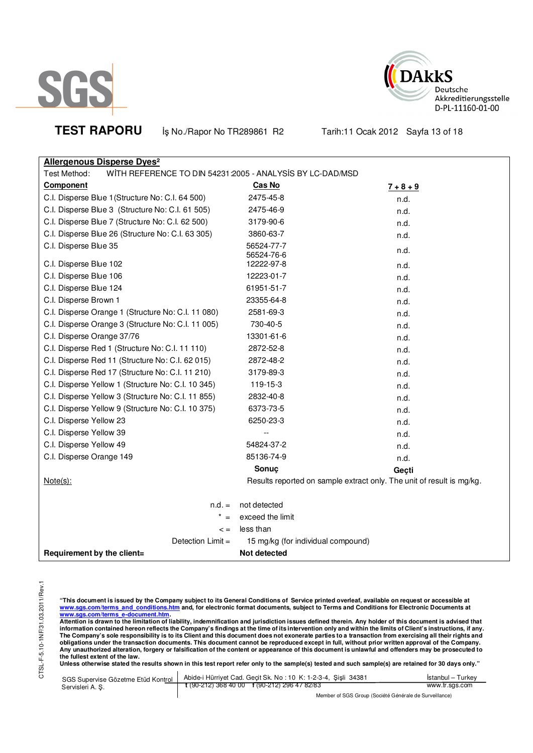**TEST RAPORU** İş No./Rapor No TR289861 R2 Tarih:11 Ocak 2012

## Allergenous Disperse Dyes[2]

Test Method: WİTH REFERENCE TO DIN 54231:2005 - ANALYSİS BY LC-DAD/MSD

| Component | Cas No | 7 + 8 + 9 |
|---|---|---|
| C.I. Disperse Blue 1 (Structure No: C.I. 64 500) | 2475-45-8 | n.d. |
| C.I. Disperse Blue 3 (Structure No: C.I. 61 505) | 2475-46-9 | n.d. |
| C.I. Disperse Blue 7 (Structure No: C.I. 62 500) | 3179-90-6 | n.d. |
| C.I. Disperse Blue 26 (Structure No: C.I. 63 305) | 3860-63-7 | n.d. |
| C.I. Disperse Blue 35 | 56524-77-7 56524-76-6 | n.d. |
| C.I. Disperse Blue 102 | 12222-97-8 | n.d. |
| C.I. Disperse Blue 106 | 12223-01-7 | n.d. |
| C.I. Disperse Blue 124 | 61951-51-7 | n.d. |
| C.I. Disperse Brown 1 | 23355-64-8 | n.d. |
| C.I. Disperse Orange 1 (Structure No: C.I. 11 080) | 2581-69-3 | n.d. |
| C.I. Disperse Orange 3 (Structure No: C.I. 11 005) | 730-40-5 | n.d. |
| C.I. Disperse Orange 37/76 | 13301-61-6 | n.d. |
| C.I. Disperse Red 1 (Structure No: C.I. 11 110) | 2872-52-8 | n.d. |
| C.I. Disperse Red 11 (Structure No: C.I. 62 015) | 2872-48-2 | n.d. |
| C.I. Disperse Red 17 (Structure No: C.I. 11 210) | 3179-89-3 | n.d. |
| C.I. Disperse Yellow 1 (Structure No: C.I. 10 345) | 119-15-3 | n.d. |
| C.I. Disperse Yellow 3 (Structure No: C.I. 11 855) | 2832-40-8 | n.d. |
| C.I. Disperse Yellow 9 (Structure No: C.I. 10 375) | 6373-73-5 | n.d. |
| C.I. Disperse Yellow 23 | 6250-23-3 | n.d. |
| C.I. Disperse Yellow 39 | -- | n.d. |
| C.I. Disperse Yellow 49 | 54824-37-2 | n.d. |
| C.I. Disperse Orange 149 | 85136-74-9 | n.d. |
| | **Sonuç** | **Geçti** |

Note(s): Results reported on sample extract only. The unit of result is mg/kg.

n.d. = not detected

\* = exceed the limit

< = less than

Detection Limit = 15 mg/kg (for individual compound)

**Requirement by the client= Not detected**

**"This document is issued by the Company subject to its General Conditions of Service printed overleaf, available on request or accessible at www.sgs.com/terms_and_conditions.htm and, for electronic format documents, subject to Terms and Conditions for Electronic Documents at www.sgs.com/terms_e-document.htm.**
**Attention is drawn to the limitation of liability, indemnification and jurisdiction issues defined therein. Any holder of this document is advised that information contained hereon reflects the Company's findings at the time of its intervention only and within the limits of Client's instructions, if any. The Company's sole responsibility is to its Client and this document does not exonerate parties to a transaction from exercising all their rights and obligations under the transaction documents. This document cannot be reproduced except in full, without prior written approval of the Company. Any unauthorized alteration, forgery or falsification of the content or appearance of this document is unlawful and offenders may be prosecuted to the fullest extent of the law.**
**Unless otherwise stated the results shown in this test report refer only to the sample(s) tested and such sample(s) are retained for 30 days only."**

SGS Supervise Gözetme Etüd Kontrol Servisleri A. Ş. | Abide-i Hürriyet Cad. Geçit Sk. No : 10 K: 1-2-3-4, Şişli 34381 | t (90-212) 368 40 00 f (90-212) 296 47 82/83 | İstanbul – Turkey | www.tr.sgs.com

Member of SGS Group (Société Générale de Surveillance)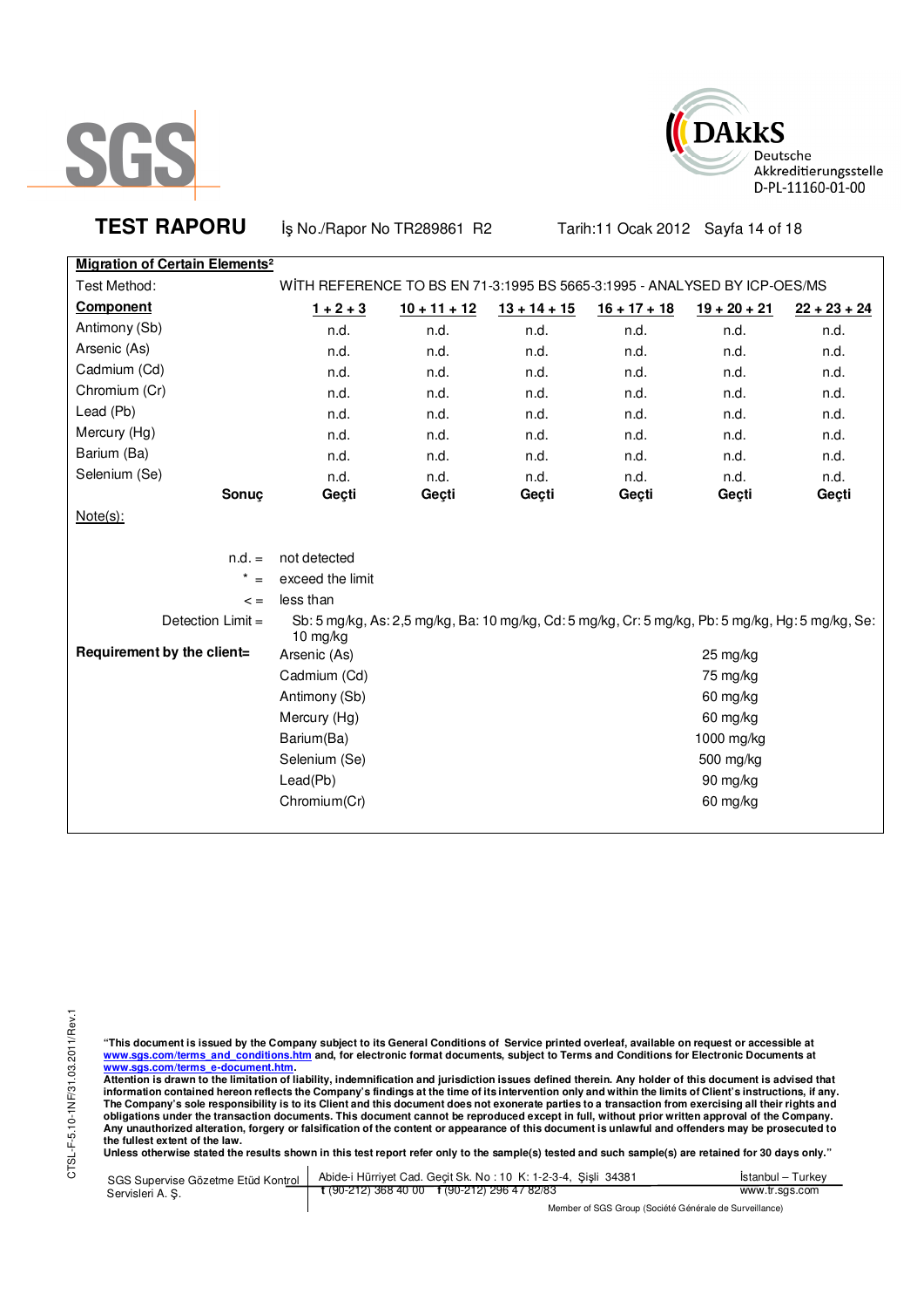SGS

DAkkS Deutsche Akkreditierungsstelle D-PL-11160-01-00

**TEST RAPORU** İş No./Rapor No TR289861 R2 Tarih:11 Ocak 2012

**Migration of Certain Elements²**

Test Method: WİTH REFERENCE TO BS EN 71-3:1995 BS 5665-3:1995 - ANALYSED BY ICP-OES/MS

| **Component** | **1 + 2 + 3** | **10 + 11 + 12** | **13 + 14 + 15** | **16 + 17 + 18** | **19 + 20 + 21** | **22 + 23 + 24** |
|---|---|---|---|---|---|---|
| Antimony (Sb) | n.d. | n.d. | n.d. | n.d. | n.d. | n.d. |
| Arsenic (As) | n.d. | n.d. | n.d. | n.d. | n.d. | n.d. |
| Cadmium (Cd) | n.d. | n.d. | n.d. | n.d. | n.d. | n.d. |
| Chromium (Cr) | n.d. | n.d. | n.d. | n.d. | n.d. | n.d. |
| Lead (Pb) | n.d. | n.d. | n.d. | n.d. | n.d. | n.d. |
| Mercury (Hg) | n.d. | n.d. | n.d. | n.d. | n.d. | n.d. |
| Barium (Ba) | n.d. | n.d. | n.d. | n.d. | n.d. | n.d. |
| Selenium (Se) | n.d. | n.d. | n.d. | n.d. | n.d. | n.d. |
| **Sonuç** | **Geçti** | **Geçti** | **Geçti** | **Geçti** | **Geçti** | **Geçti** |

Note(s):

n.d. = not detected

* = exceed the limit

< = less than

Detection Limit = Sb: 5 mg/kg, As: 2,5 mg/kg, Ba: 10 mg/kg, Cd: 5 mg/kg, Cr: 5 mg/kg, Pb: 5 mg/kg, Hg: 5 mg/kg, Se: 10 mg/kg

**Requirement by the client=**

| | |
|---|---|
| Arsenic (As) | 25 mg/kg |
| Cadmium (Cd) | 75 mg/kg |
| Antimony (Sb) | 60 mg/kg |
| Mercury (Hg) | 60 mg/kg |
| Barium(Ba) | 1000 mg/kg |
| Selenium (Se) | 500 mg/kg |
| Lead(Pb) | 90 mg/kg |
| Chromium(Cr) | 60 mg/kg |

CTSL-F-5.10-1NF/31.03.2011/Rev.1

**"This document is issued by the Company subject to its General Conditions of Service printed overleaf, available on request or accessible at www.sgs.com/terms_and_conditions.htm and, for electronic format documents, subject to Terms and Conditions for Electronic Documents at www.sgs.com/terms_e-document.htm.**
**Attention is drawn to the limitation of liability, indemnification and jurisdiction issues defined therein. Any holder of this document is advised that information contained hereon reflects the Company's findings at the time of its intervention only and within the limits of Client's instructions, if any. The Company's sole responsibility is to its Client and this document does not exonerate parties to a transaction from exercising all their rights and obligations under the transaction documents. This document cannot be reproduced except in full, without prior written approval of the Company. Any unauthorized alteration, forgery or falsification of the content or appearance of this document is unlawful and offenders may be prosecuted to the fullest extent of the law.**
**Unless otherwise stated the results shown in this test report refer only to the sample(s) tested and such sample(s) are retained for 30 days only."**

SGS Supervise Gözetme Etüd Kontrol Servisleri A. Ş. | Abide-i Hürriyet Cad. Geçit Sk. No : 10 K: 1-2-3-4, Şişli 34381 t (90-212) 368 40 00 f (90-212) 296 47 82/83 | İstanbul – Turkey www.tr.sgs.com

Member of SGS Group (Société Générale de Surveillance)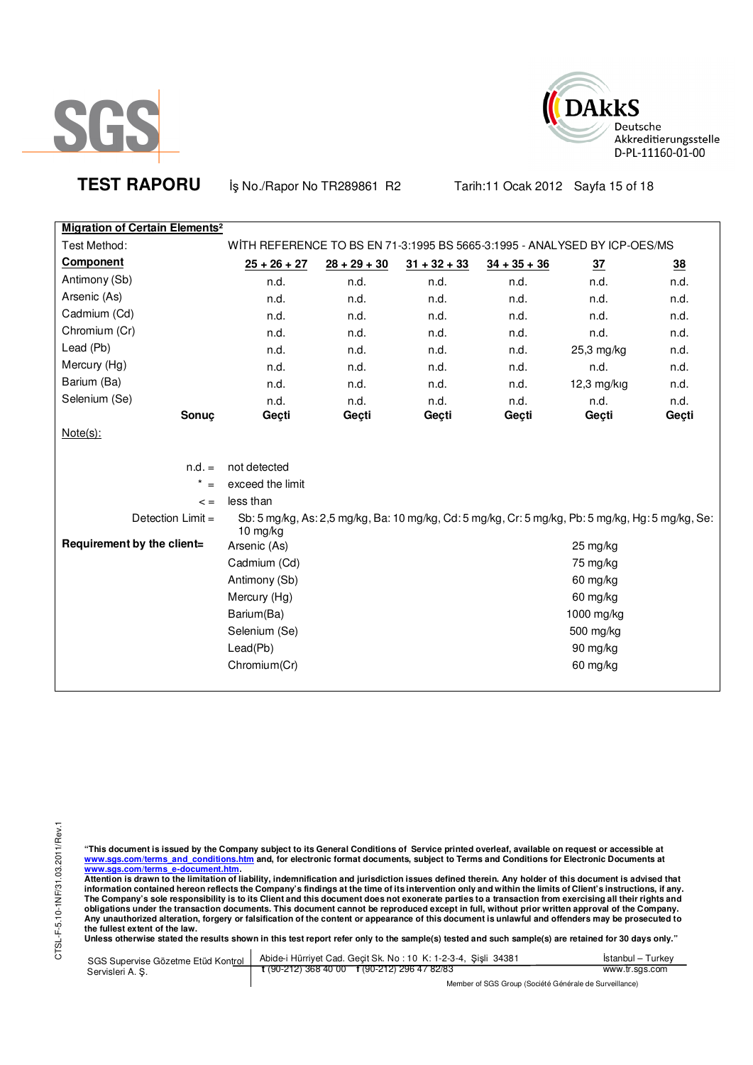**TEST RAPORU** İş No./Rapor No TR289861 R2 Tarih:11 Ocak 2012

**Migration of Certain Elements²**

Test Method: WİTH REFERENCE TO BS EN 71-3:1995 BS 5665-3:1995 - ANALYSED BY ICP-OES/MS

| Component | 25 + 26 + 27 | 28 + 29 + 30 | 31 + 32 + 33 | 34 + 35 + 36 | 37 | 38 |
|---|---|---|---|---|---|---|
| Antimony (Sb) | n.d. | n.d. | n.d. | n.d. | n.d. | n.d. |
| Arsenic (As) | n.d. | n.d. | n.d. | n.d. | n.d. | n.d. |
| Cadmium (Cd) | n.d. | n.d. | n.d. | n.d. | n.d. | n.d. |
| Chromium (Cr) | n.d. | n.d. | n.d. | n.d. | n.d. | n.d. |
| Lead (Pb) | n.d. | n.d. | n.d. | n.d. | 25,3 mg/kg | n.d. |
| Mercury (Hg) | n.d. | n.d. | n.d. | n.d. | n.d. | n.d. |
| Barium (Ba) | n.d. | n.d. | n.d. | n.d. | 12,3 mg/kıg | n.d. |
| Selenium (Se) | n.d. | n.d. | n.d. | n.d. | n.d. | n.d. |
| **Sonuç** | **Geçti** | **Geçti** | **Geçti** | **Geçti** | **Geçti** | **Geçti** |

Note(s):

n.d. = not detected

\* = exceed the limit

< = less than

Detection Limit = Sb: 5 mg/kg, As: 2,5 mg/kg, Ba: 10 mg/kg, Cd: 5 mg/kg, Cr: 5 mg/kg, Pb: 5 mg/kg, Hg: 5 mg/kg, Se: 10 mg/kg

**Requirement by the client=**

| Element | Limit |
|---|---|
| Arsenic (As) | 25 mg/kg |
| Cadmium (Cd) | 75 mg/kg |
| Antimony (Sb) | 60 mg/kg |
| Mercury (Hg) | 60 mg/kg |
| Barium(Ba) | 1000 mg/kg |
| Selenium (Se) | 500 mg/kg |
| Lead(Pb) | 90 mg/kg |
| Chromium(Cr) | 60 mg/kg |

**"This document is issued by the Company subject to its General Conditions of Service printed overleaf, available on request or accessible at www.sgs.com/terms_and_conditions.htm and, for electronic format documents, subject to Terms and Conditions for Electronic Documents at www.sgs.com/terms_e-document.htm.**
**Attention is drawn to the limitation of liability, indemnification and jurisdiction issues defined therein. Any holder of this document is advised that information contained hereon reflects the Company's findings at the time of its intervention only and within the limits of Client's instructions, if any. The Company's sole responsibility is to its Client and this document does not exonerate parties to a transaction from exercising all their rights and obligations under the transaction documents. This document cannot be reproduced except in full, without prior written approval of the Company. Any unauthorized alteration, forgery or falsification of the content or appearance of this document is unlawful and offenders may be prosecuted to the fullest extent of the law.**
**Unless otherwise stated the results shown in this test report refer only to the sample(s) tested and such sample(s) are retained for 30 days only."**

SGS Supervise Gözetme Etüd Kontrol Servisleri A. Ş. | Abide-i Hürriyet Cad. Geçit Sk. No : 10 K: 1-2-3-4, Şişli 34381 | t (90-212) 368 40 00 f (90-212) 296 47 82/83 | İstanbul – Turkey | www.tr.sgs.com

Member of SGS Group (Société Générale de Surveillance)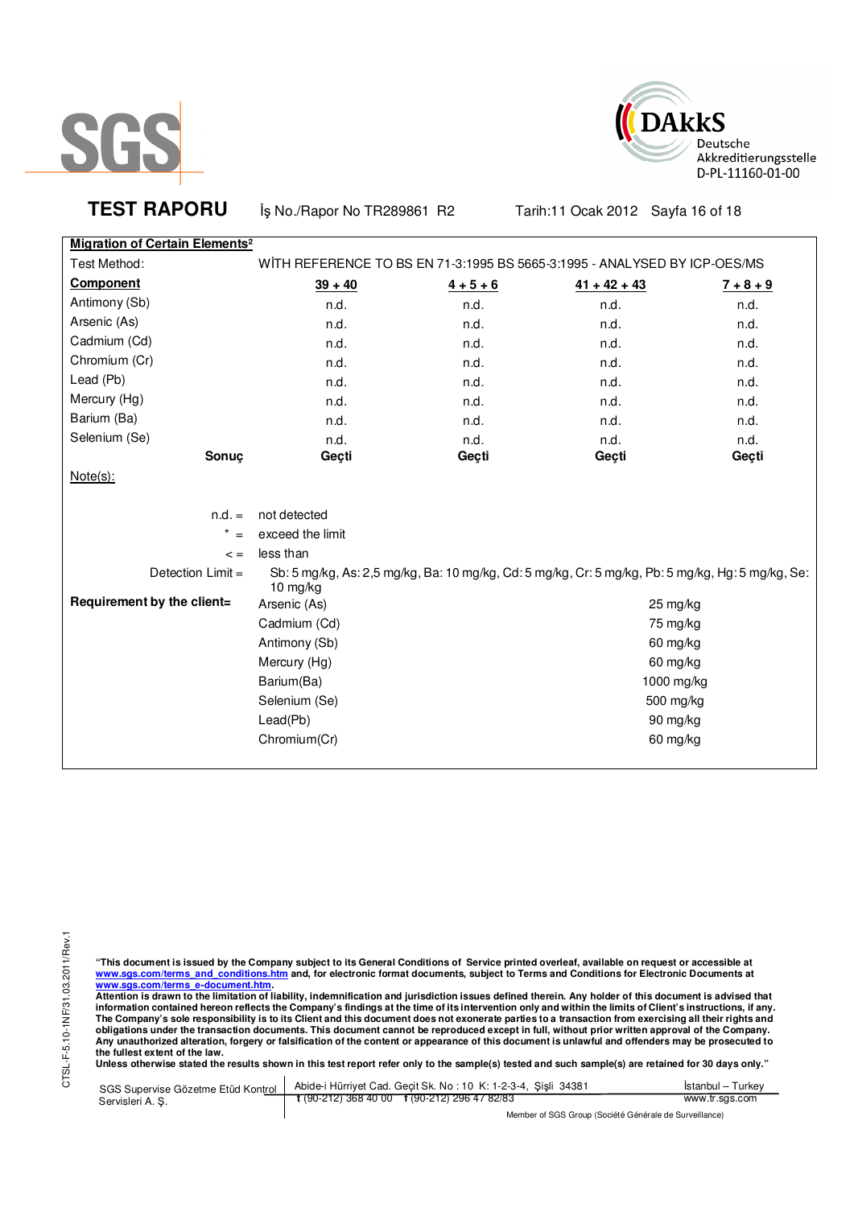**SGS**

**DAkkS** Deutsche Akkreditierungsstelle D-PL-11160-01-00

## TEST RAPORU

İş No./Rapor No TR289861 R2 Tarih:11 Ocak 2012

**Migration of Certain Elements²**

Test Method: WİTH REFERENCE TO BS EN 71-3:1995 BS 5665-3:1995 - ANALYSED BY ICP-OES/MS

| Component | 39 + 40 | 4 + 5 + 6 | 41 + 42 + 43 | 7 + 8 + 9 |
|---|---|---|---|---|
| Antimony (Sb) | n.d. | n.d. | n.d. | n.d. |
| Arsenic (As) | n.d. | n.d. | n.d. | n.d. |
| Cadmium (Cd) | n.d. | n.d. | n.d. | n.d. |
| Chromium (Cr) | n.d. | n.d. | n.d. | n.d. |
| Lead (Pb) | n.d. | n.d. | n.d. | n.d. |
| Mercury (Hg) | n.d. | n.d. | n.d. | n.d. |
| Barium (Ba) | n.d. | n.d. | n.d. | n.d. |
| Selenium (Se) | n.d. | n.d. | n.d. | n.d. |
| **Sonuç** | **Geçti** | **Geçti** | **Geçti** | **Geçti** |

Note(s):

n.d. = not detected

* = exceed the limit

< = less than

Detection Limit = Sb: 5 mg/kg, As: 2,5 mg/kg, Ba: 10 mg/kg, Cd: 5 mg/kg, Cr: 5 mg/kg, Pb: 5 mg/kg, Hg: 5 mg/kg, Se: 10 mg/kg

**Requirement by the client=**

| Element | Limit |
|---|---|
| Arsenic (As) | 25 mg/kg |
| Cadmium (Cd) | 75 mg/kg |
| Antimony (Sb) | 60 mg/kg |
| Mercury (Hg) | 60 mg/kg |
| Barium(Ba) | 1000 mg/kg |
| Selenium (Se) | 500 mg/kg |
| Lead(Pb) | 90 mg/kg |
| Chromium(Cr) | 60 mg/kg |

CTSL-F-5.10-1NF/31.03.2011/Rev.1

**"This document is issued by the Company subject to its General Conditions of Service printed overleaf, available on request or accessible at www.sgs.com/terms_and_conditions.htm and, for electronic format documents, subject to Terms and Conditions for Electronic Documents at www.sgs.com/terms_e-document.htm.**
**Attention is drawn to the limitation of liability, indemnification and jurisdiction issues defined therein. Any holder of this document is advised that information contained hereon reflects the Company's findings at the time of its intervention only and within the limits of Client's instructions, if any. The Company's sole responsibility is to its Client and this document does not exonerate parties to a transaction from exercising all their rights and obligations under the transaction documents. This document cannot be reproduced except in full, without prior written approval of the Company. Any unauthorized alteration, forgery or falsification of the content or appearance of this document is unlawful and offenders may be prosecuted to the fullest extent of the law.**
**Unless otherwise stated the results shown in this test report refer only to the sample(s) tested and such sample(s) are retained for 30 days only."**

SGS Supervise Gözetme Etüd Kontrol Servisleri A. Ş. | Abide-i Hürriyet Cad. Geçit Sk. No : 10 K: 1-2-3-4, Şişli 34381 | İstanbul – Turkey
t (90-212) 368 40 00 f (90-212) 296 47 82/83 | www.tr.sgs.com

Member of SGS Group (Société Générale de Surveillance)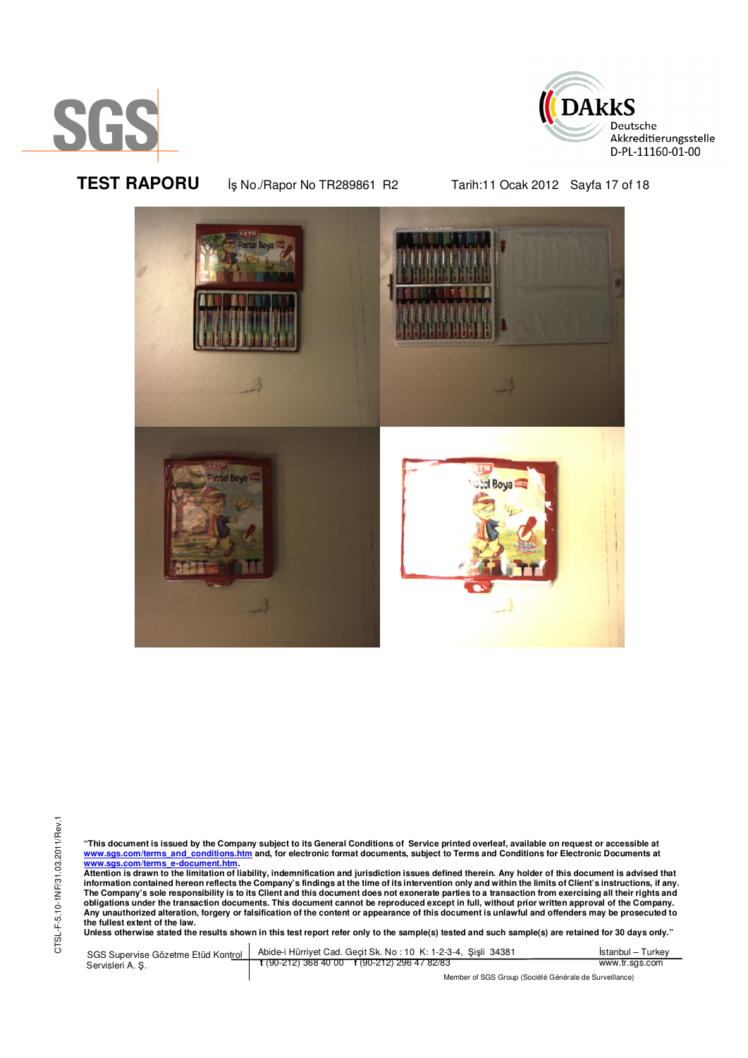**TEST RAPORU** İş No./Rapor No TR289861 R2 Tarih:11 Ocak 2012

**"This document is issued by the Company subject to its General Conditions of Service printed overleaf, available on request or accessible at www.sgs.com/terms_and_conditions.htm and, for electronic format documents, subject to Terms and Conditions for Electronic Documents at www.sgs.com/terms_e-document.htm.**
**Attention is drawn to the limitation of liability, indemnification and jurisdiction issues defined therein. Any holder of this document is advised that information contained hereon reflects the Company's findings at the time of its intervention only and within the limits of Client's instructions, if any. The Company's sole responsibility is to its Client and this document does not exonerate parties to a transaction from exercising all their rights and obligations under the transaction documents. This document cannot be reproduced except in full, without prior written approval of the Company. Any unauthorized alteration, forgery or falsification of the content or appearance of this document is unlawful and offenders may be prosecuted to the fullest extent of the law.**
**Unless otherwise stated the results shown in this test report refer only to the sample(s) tested and such sample(s) are retained for 30 days only."**

SGS Supervise Gözetme Etüd Kontrol Servisleri A. Ş. | Abide-i Hürriyet Cad. Geçit Sk. No : 10 K: 1-2-3-4, Şişli 34381 | İstanbul – Turkey
t (90-212) 368 40 00 f (90-212) 296 47 82/83 | www.tr.sgs.com

Member of SGS Group (Société Générale de Surveillance)

CTSL-F-5.10-1NF/31.03.2011/Rev.1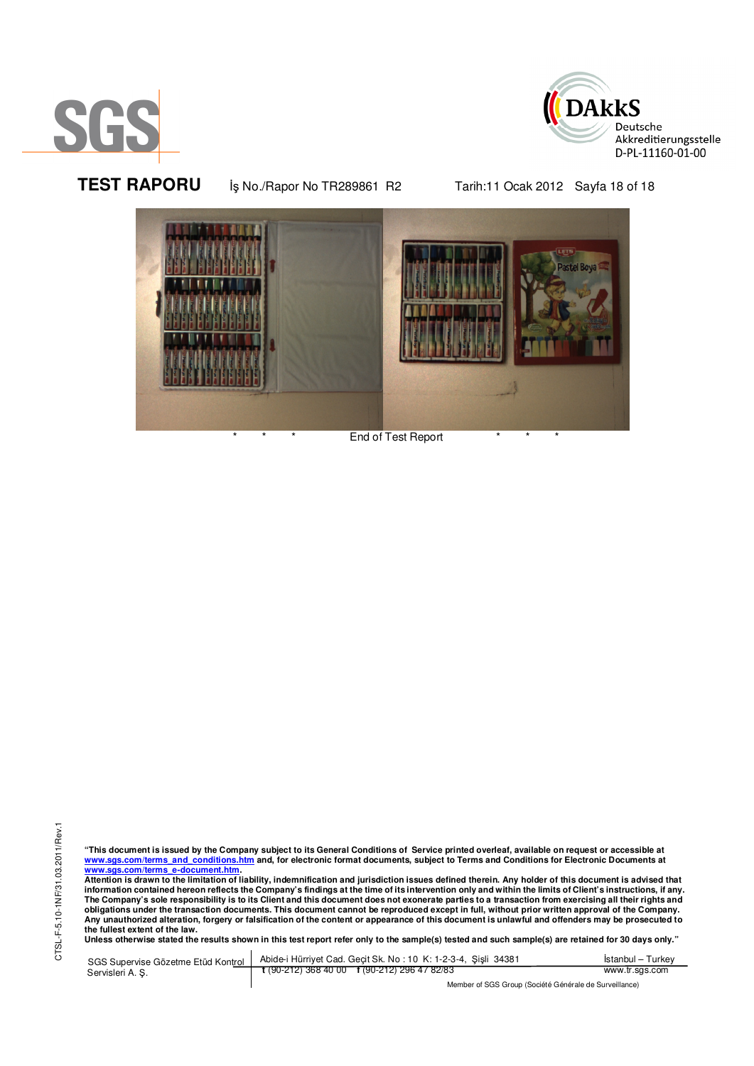\*  \*  \*  End of Test Report  \*  \*  \*

“This document is issued by the Company subject to its General Conditions of Service printed overleaf, available on request or accessible at www.sgs.com/terms_and_conditions.htm and, for electronic format documents, subject to Terms and Conditions for Electronic Documents at www.sgs.com/terms_e-document.htm.
Attention is drawn to the limitation of liability, indemnification and jurisdiction issues defined therein. Any holder of this document is advised that information contained hereon reflects the Company’s findings at the time of its intervention only and within the limits of Client’s instructions, if any. The Company’s sole responsibility is to its Client and this document does not exonerate parties to a transaction from exercising all their rights and obligations under the transaction documents. This document cannot be reproduced except in full, without prior written approval of the Company. Any unauthorized alteration, forgery or falsification of the content or appearance of this document is unlawful and offenders may be prosecuted to the fullest extent of the law.
Unless otherwise stated the results shown in this test report refer only to the sample(s) tested and such sample(s) are retained for 30 days only.”

SGS Supervise Gözetme Etüd Kontrol Servisleri A. Ş. | Abide-i Hürriyet Cad. Geçit Sk. No : 10 K: 1-2-3-4, Şişli 34381 | İstanbul – Turkey
t (90-212) 368 40 00  f (90-212) 296 47 82/83 | www.tr.sgs.com

Member of SGS Group (Société Générale de Surveillance)